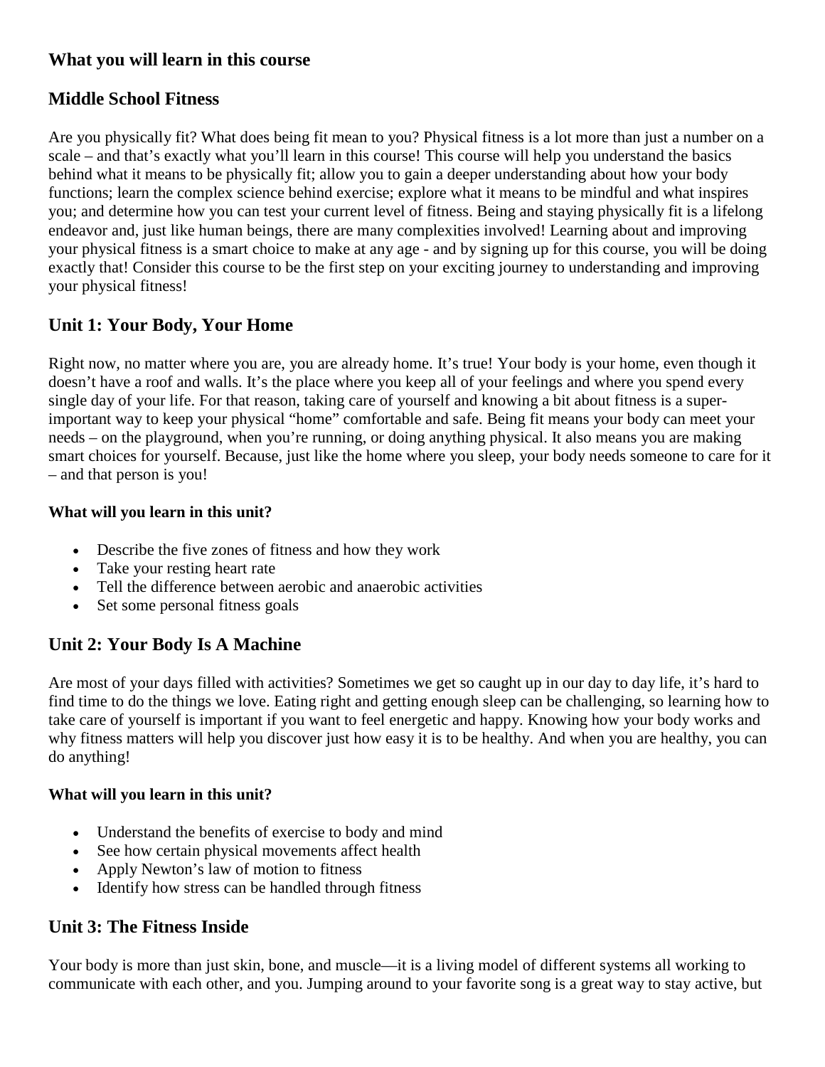## What you will learn in this course

## Middle School Fitness

Are you physically fit? What does being fit mean to you? Physical fitness is a lot more than just a number on a scale – and that's exactly what you'll learn in this course! This course will help you understand the basics behind what it means to be physically fit; allow you to gain a deeper understanding about how your body functions; learn the complex science behind exercise; explore what it means to be mindful and what inspires you; and determine how you can test your current level of fitness. Being and staying physically fit is a lifelong endeavor and, just like human beings, there are many complexities involved! Learning about and improving your physical fitness is a smart choice to make at any age - and by signing up for this course, you will be doing exactly that! Consider this course to be the first step on your exciting journey to understanding and improving your physical fitness!

## Unit 1: Your Body, Your Home

Right now, no matter where you are, you are already home. It's true! Your body is your home, even though it doesn't have a roof and walls. It's the place where you keep all of your feelings and where you spend every single day of your life. For that reason, taking care of yourself and knowing a bit about fitness is a super-important way to keep your physical "home" comfortable and safe. Being fit means your body can meet your needs – on the playground, when you're running, or doing anything physical. It also means you are making smart choices for yourself. Because, just like the home where you sleep, your body needs someone to care for it – and that person is you!

**What will you learn in this unit?**

- Describe the five zones of fitness and how they work
- Take your resting heart rate
- Tell the difference between aerobic and anaerobic activities
- Set some personal fitness goals

## Unit 2: Your Body Is A Machine

Are most of your days filled with activities? Sometimes we get so caught up in our day to day life, it's hard to find time to do the things we love. Eating right and getting enough sleep can be challenging, so learning how to take care of yourself is important if you want to feel energetic and happy. Knowing how your body works and why fitness matters will help you discover just how easy it is to be healthy. And when you are healthy, you can do anything!

**What will you learn in this unit?**

- Understand the benefits of exercise to body and mind
- See how certain physical movements affect health
- Apply Newton's law of motion to fitness
- Identify how stress can be handled through fitness

## Unit 3: The Fitness Inside

Your body is more than just skin, bone, and muscle—it is a living model of different systems all working to communicate with each other, and you. Jumping around to your favorite song is a great way to stay active, but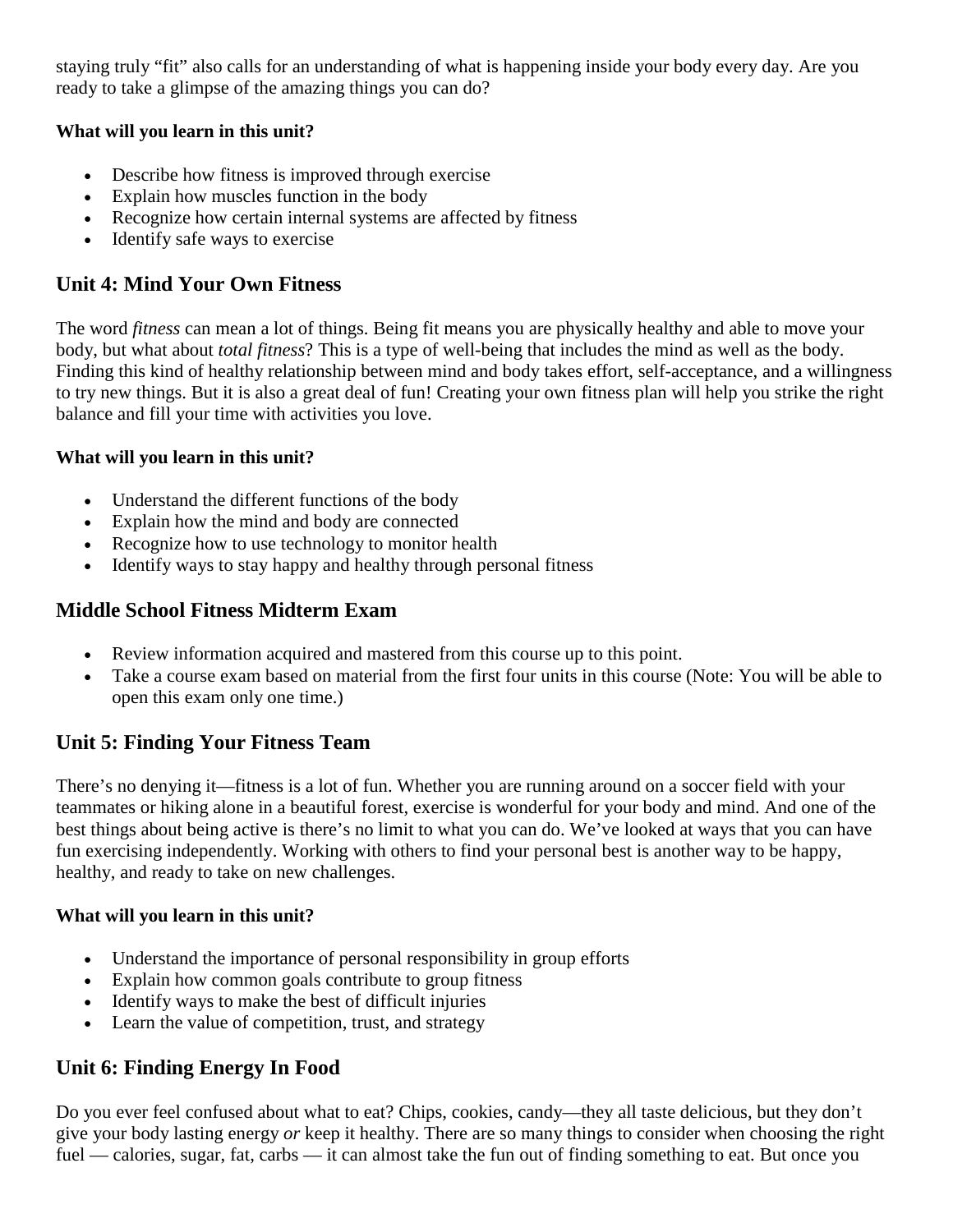staying truly "fit" also calls for an understanding of what is happening inside your body every day. Are you ready to take a glimpse of the amazing things you can do?

**What will you learn in this unit?**

- Describe how fitness is improved through exercise
- Explain how muscles function in the body
- Recognize how certain internal systems are affected by fitness
- Identify safe ways to exercise

## Unit 4: Mind Your Own Fitness

The word *fitness* can mean a lot of things. Being fit means you are physically healthy and able to move your body, but what about *total fitness*? This is a type of well-being that includes the mind as well as the body. Finding this kind of healthy relationship between mind and body takes effort, self-acceptance, and a willingness to try new things. But it is also a great deal of fun! Creating your own fitness plan will help you strike the right balance and fill your time with activities you love.

**What will you learn in this unit?**

- Understand the different functions of the body
- Explain how the mind and body are connected
- Recognize how to use technology to monitor health
- Identify ways to stay happy and healthy through personal fitness

## Middle School Fitness Midterm Exam

- Review information acquired and mastered from this course up to this point.
- Take a course exam based on material from the first four units in this course (Note: You will be able to open this exam only one time.)

## Unit 5: Finding Your Fitness Team

There's no denying it—fitness is a lot of fun. Whether you are running around on a soccer field with your teammates or hiking alone in a beautiful forest, exercise is wonderful for your body and mind. And one of the best things about being active is there's no limit to what you can do. We've looked at ways that you can have fun exercising independently. Working with others to find your personal best is another way to be happy, healthy, and ready to take on new challenges.

**What will you learn in this unit?**

- Understand the importance of personal responsibility in group efforts
- Explain how common goals contribute to group fitness
- Identify ways to make the best of difficult injuries
- Learn the value of competition, trust, and strategy

## Unit 6: Finding Energy In Food

Do you ever feel confused about what to eat? Chips, cookies, candy—they all taste delicious, but they don't give your body lasting energy *or* keep it healthy. There are so many things to consider when choosing the right fuel — calories, sugar, fat, carbs — it can almost take the fun out of finding something to eat. But once you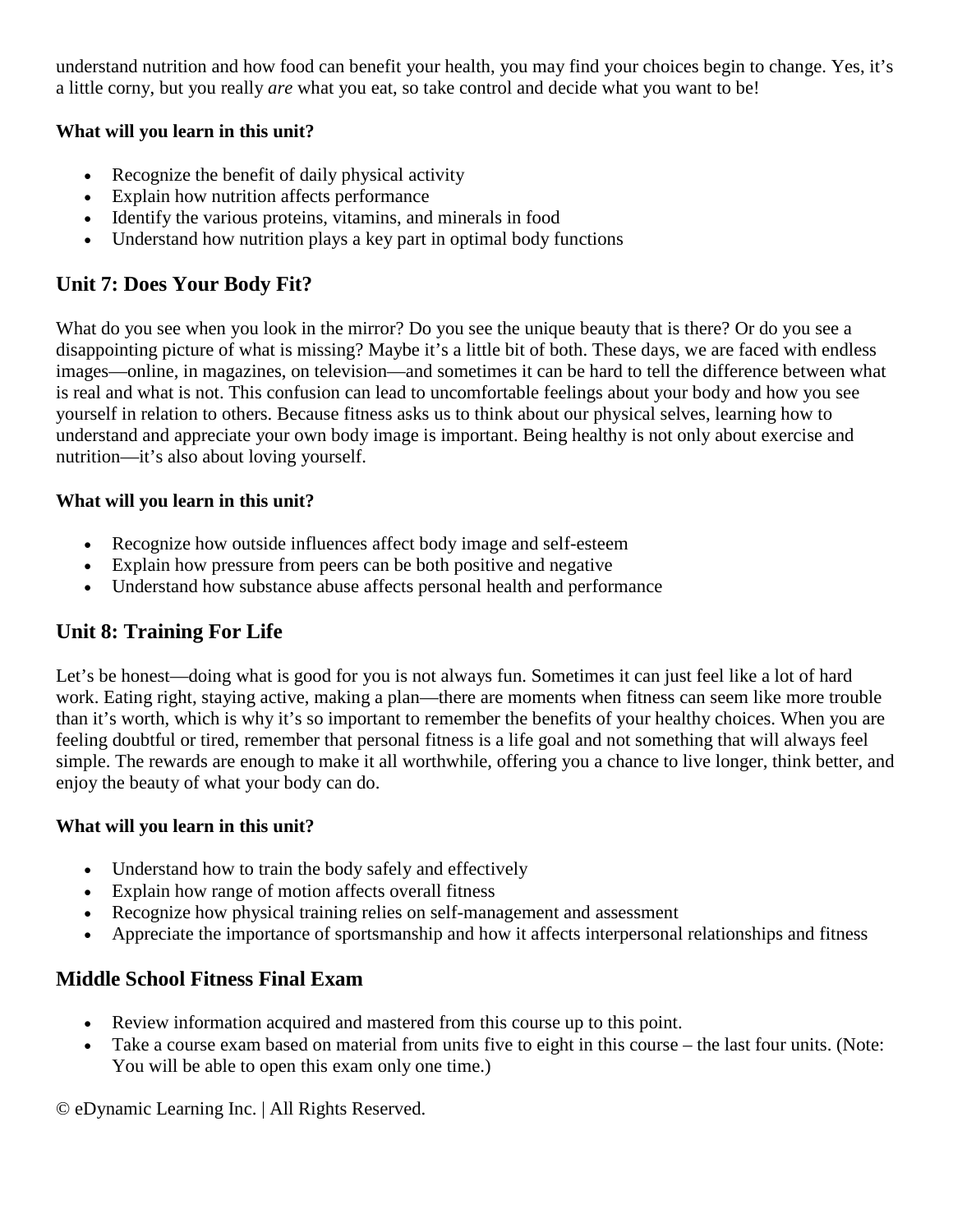understand nutrition and how food can benefit your health, you may find your choices begin to change. Yes, it's a little corny, but you really *are* what you eat, so take control and decide what you want to be!

**What will you learn in this unit?**

- Recognize the benefit of daily physical activity
- Explain how nutrition affects performance
- Identify the various proteins, vitamins, and minerals in food
- Understand how nutrition plays a key part in optimal body functions

## Unit 7: Does Your Body Fit?

What do you see when you look in the mirror? Do you see the unique beauty that is there? Or do you see a disappointing picture of what is missing? Maybe it's a little bit of both. These days, we are faced with endless images—online, in magazines, on television—and sometimes it can be hard to tell the difference between what is real and what is not. This confusion can lead to uncomfortable feelings about your body and how you see yourself in relation to others. Because fitness asks us to think about our physical selves, learning how to understand and appreciate your own body image is important. Being healthy is not only about exercise and nutrition—it's also about loving yourself.

**What will you learn in this unit?**

- Recognize how outside influences affect body image and self-esteem
- Explain how pressure from peers can be both positive and negative
- Understand how substance abuse affects personal health and performance

## Unit 8: Training For Life

Let's be honest—doing what is good for you is not always fun. Sometimes it can just feel like a lot of hard work. Eating right, staying active, making a plan—there are moments when fitness can seem like more trouble than it's worth, which is why it's so important to remember the benefits of your healthy choices. When you are feeling doubtful or tired, remember that personal fitness is a life goal and not something that will always feel simple. The rewards are enough to make it all worthwhile, offering you a chance to live longer, think better, and enjoy the beauty of what your body can do.

**What will you learn in this unit?**

- Understand how to train the body safely and effectively
- Explain how range of motion affects overall fitness
- Recognize how physical training relies on self-management and assessment
- Appreciate the importance of sportsmanship and how it affects interpersonal relationships and fitness

## Middle School Fitness Final Exam

- Review information acquired and mastered from this course up to this point.
- Take a course exam based on material from units five to eight in this course – the last four units. (Note: You will be able to open this exam only one time.)

© eDynamic Learning Inc. | All Rights Reserved.